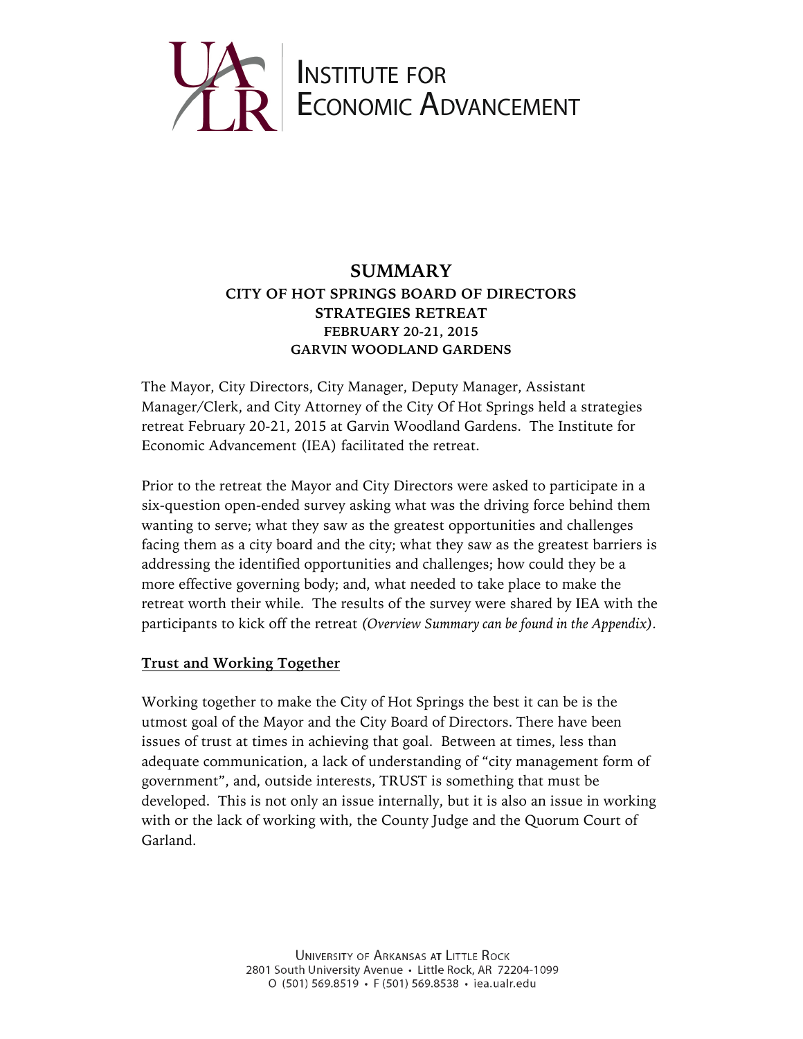# INSTITUTE FOR ECONOMIC ADVANCEMENT

## SUMMARY

### CITY OF HOT SPRINGS BOARD OF DIRECTORS STRATEGIES RETREAT FEBRUARY 20-21, 2015 GARVIN WOODLAND GARDENS

The Mayor, City Directors, City Manager, Deputy Manager, Assistant Manager/Clerk, and City Attorney of the City Of Hot Springs held a strategies retreat February 20-21, 2015 at Garvin Woodland Gardens. The Institute for Economic Advancement (IEA) facilitated the retreat.

Prior to the retreat the Mayor and City Directors were asked to participate in a six-question open-ended survey asking what was the driving force behind them wanting to serve; what they saw as the greatest opportunities and challenges facing them as a city board and the city; what they saw as the greatest barriers is addressing the identified opportunities and challenges; how could they be a more effective governing body; and, what needed to take place to make the retreat worth their while. The results of the survey were shared by IEA with the participants to kick off the retreat *(Overview Summary can be found in the Appendix)*.

**Trust and Working Together**

Working together to make the City of Hot Springs the best it can be is the utmost goal of the Mayor and the City Board of Directors. There have been issues of trust at times in achieving that goal. Between at times, less than adequate communication, a lack of understanding of "city management form of government", and, outside interests, TRUST is something that must be developed. This is not only an issue internally, but it is also an issue in working with or the lack of working with, the County Judge and the Quorum Court of Garland.

UNIVERSITY OF ARKANSAS AT LITTLE ROCK
2801 South University Avenue • Little Rock, AR 72204-1099
O (501) 569.8519 • F (501) 569.8538 • iea.ualr.edu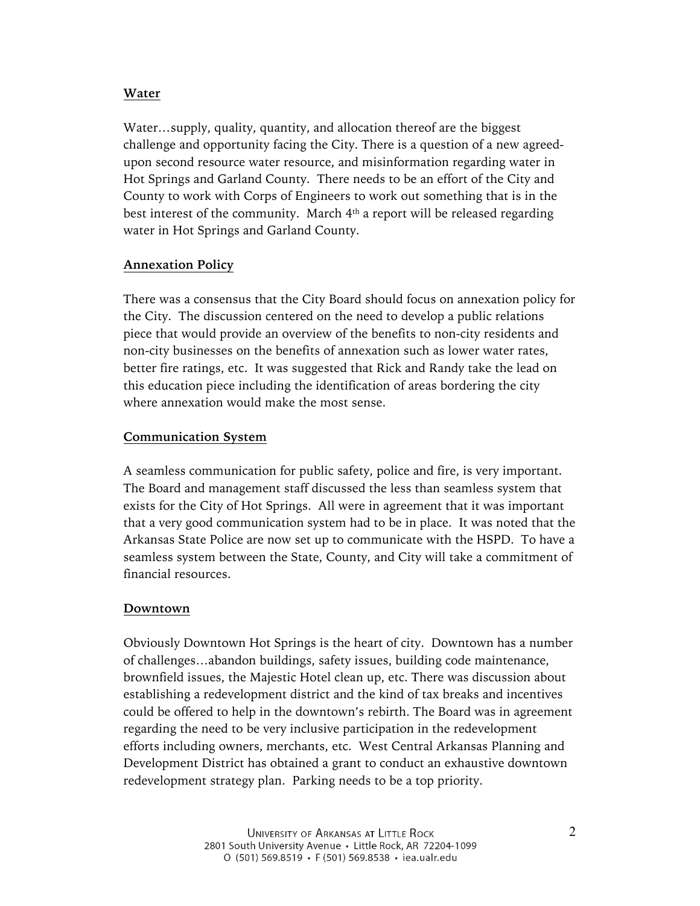**Water**

Water…supply, quality, quantity, and allocation thereof are the biggest challenge and opportunity facing the City. There is a question of a new agreed-upon second resource water resource, and misinformation regarding water in Hot Springs and Garland County. There needs to be an effort of the City and County to work with Corps of Engineers to work out something that is in the best interest of the community. March 4th a report will be released regarding water in Hot Springs and Garland County.

**Annexation Policy**

There was a consensus that the City Board should focus on annexation policy for the City. The discussion centered on the need to develop a public relations piece that would provide an overview of the benefits to non-city residents and non-city businesses on the benefits of annexation such as lower water rates, better fire ratings, etc. It was suggested that Rick and Randy take the lead on this education piece including the identification of areas bordering the city where annexation would make the most sense.

**Communication System**

A seamless communication for public safety, police and fire, is very important. The Board and management staff discussed the less than seamless system that exists for the City of Hot Springs. All were in agreement that it was important that a very good communication system had to be in place. It was noted that the Arkansas State Police are now set up to communicate with the HSPD. To have a seamless system between the State, County, and City will take a commitment of financial resources.

**Downtown**

Obviously Downtown Hot Springs is the heart of city. Downtown has a number of challenges…abandon buildings, safety issues, building code maintenance, brownfield issues, the Majestic Hotel clean up, etc. There was discussion about establishing a redevelopment district and the kind of tax breaks and incentives could be offered to help in the downtown's rebirth. The Board was in agreement regarding the need to be very inclusive participation in the redevelopment efforts including owners, merchants, etc. West Central Arkansas Planning and Development District has obtained a grant to conduct an exhaustive downtown redevelopment strategy plan. Parking needs to be a top priority.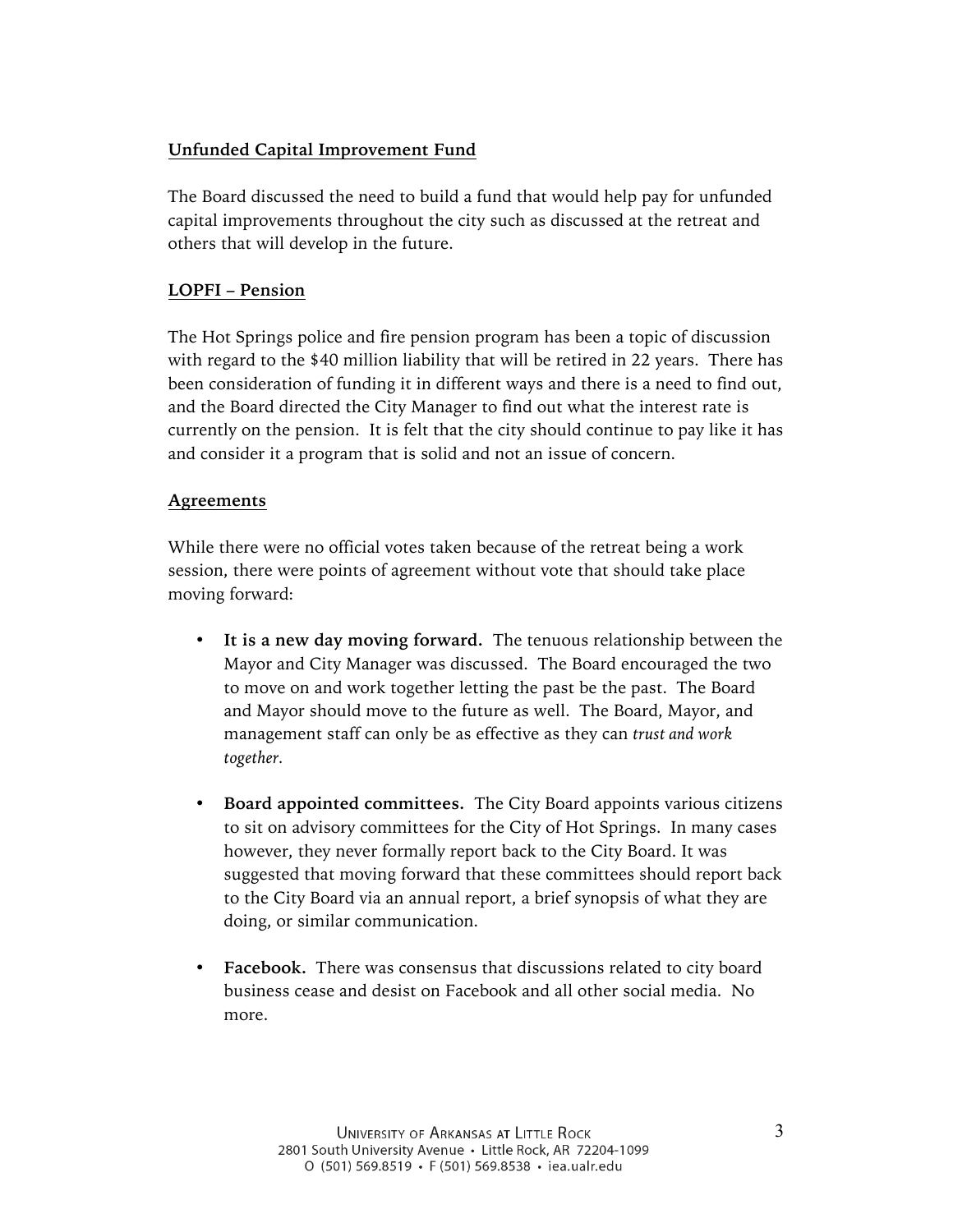<u>**Unfunded Capital Improvement Fund**</u>

The Board discussed the need to build a fund that would help pay for unfunded capital improvements throughout the city such as discussed at the retreat and others that will develop in the future.

<u>**LOPFI – Pension**</u>

The Hot Springs police and fire pension program has been a topic of discussion with regard to the $40 million liability that will be retired in 22 years. There has been consideration of funding it in different ways and there is a need to find out, and the Board directed the City Manager to find out what the interest rate is currently on the pension. It is felt that the city should continue to pay like it has and consider it a program that is solid and not an issue of concern.

<u>**Agreements**</u>

While there were no official votes taken because of the retreat being a work session, there were points of agreement without vote that should take place moving forward:

- **It is a new day moving forward.** The tenuous relationship between the Mayor and City Manager was discussed. The Board encouraged the two to move on and work together letting the past be the past. The Board and Mayor should move to the future as well. The Board, Mayor, and management staff can only be as effective as they can *trust and work together.*

- **Board appointed committees.** The City Board appoints various citizens to sit on advisory committees for the City of Hot Springs. In many cases however, they never formally report back to the City Board. It was suggested that moving forward that these committees should report back to the City Board via an annual report, a brief synopsis of what they are doing, or similar communication.

- **Facebook.** There was consensus that discussions related to city board business cease and desist on Facebook and all other social media. No more.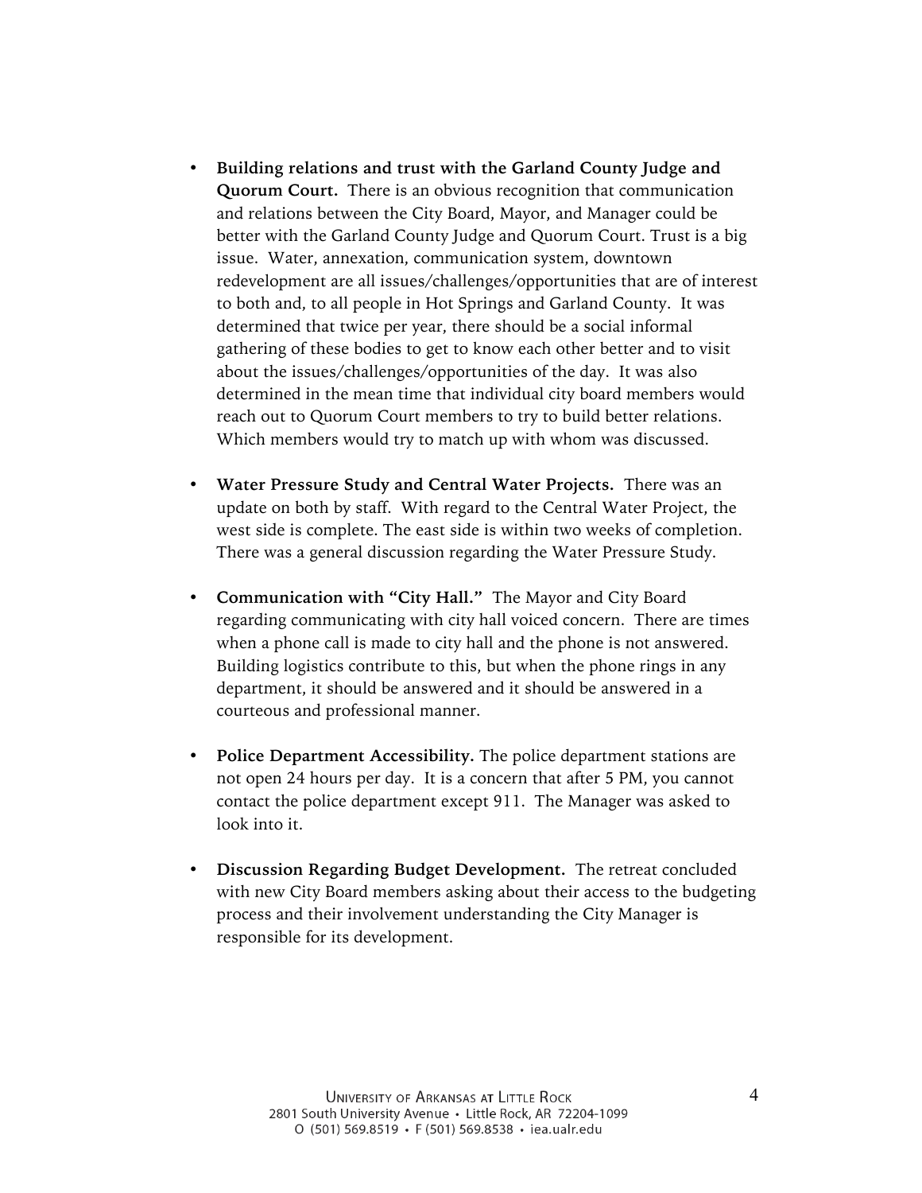- **Building relations and trust with the Garland County Judge and Quorum Court.** There is an obvious recognition that communication and relations between the City Board, Mayor, and Manager could be better with the Garland County Judge and Quorum Court. Trust is a big issue. Water, annexation, communication system, downtown redevelopment are all issues/challenges/opportunities that are of interest to both and, to all people in Hot Springs and Garland County. It was determined that twice per year, there should be a social informal gathering of these bodies to get to know each other better and to visit about the issues/challenges/opportunities of the day. It was also determined in the mean time that individual city board members would reach out to Quorum Court members to try to build better relations. Which members would try to match up with whom was discussed.

- **Water Pressure Study and Central Water Projects.** There was an update on both by staff. With regard to the Central Water Project, the west side is complete. The east side is within two weeks of completion. There was a general discussion regarding the Water Pressure Study.

- **Communication with "City Hall."** The Mayor and City Board regarding communicating with city hall voiced concern. There are times when a phone call is made to city hall and the phone is not answered. Building logistics contribute to this, but when the phone rings in any department, it should be answered and it should be answered in a courteous and professional manner.

- **Police Department Accessibility.** The police department stations are not open 24 hours per day. It is a concern that after 5 PM, you cannot contact the police department except 911. The Manager was asked to look into it.

- **Discussion Regarding Budget Development.** The retreat concluded with new City Board members asking about their access to the budgeting process and their involvement understanding the City Manager is responsible for its development.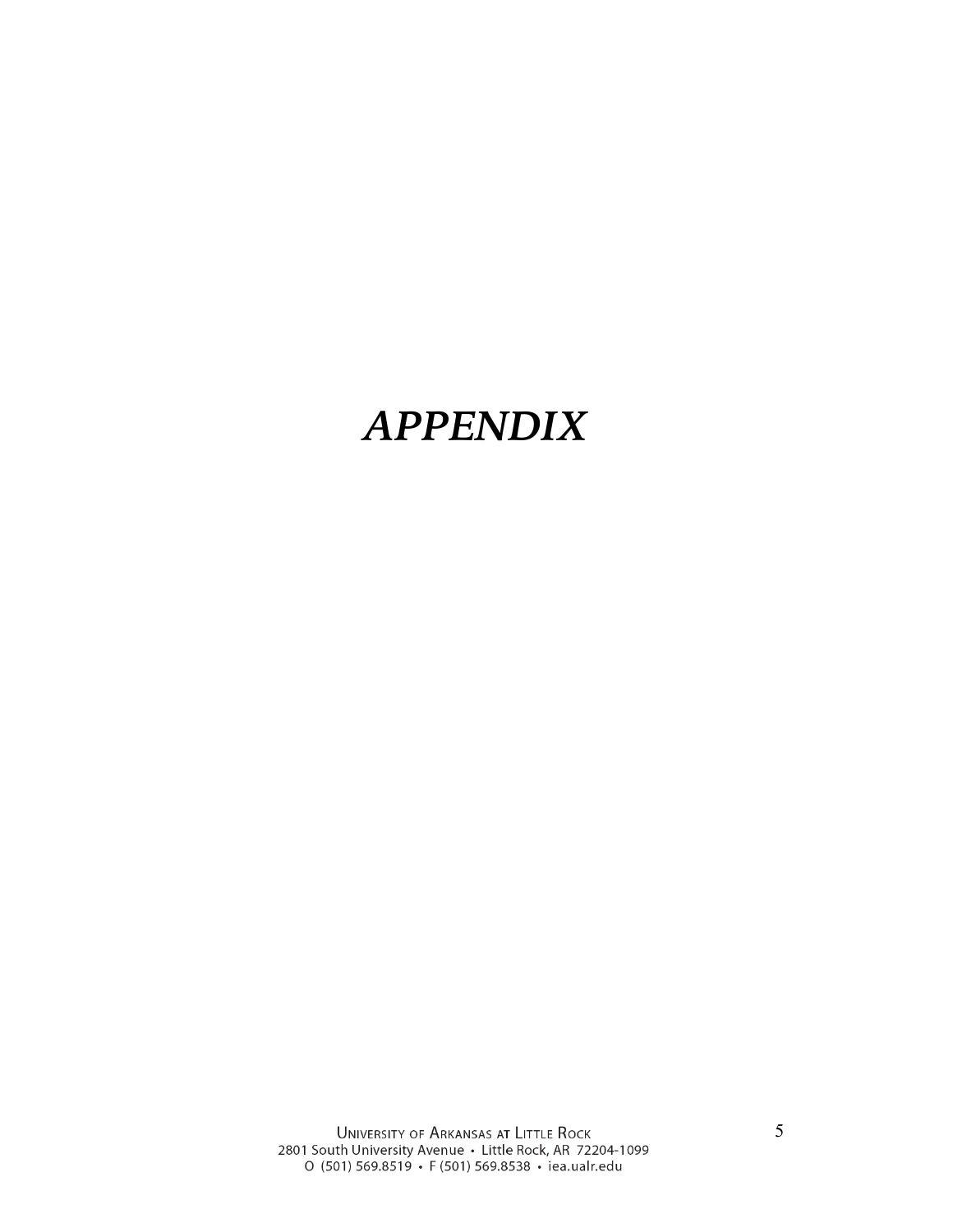# *APPENDIX*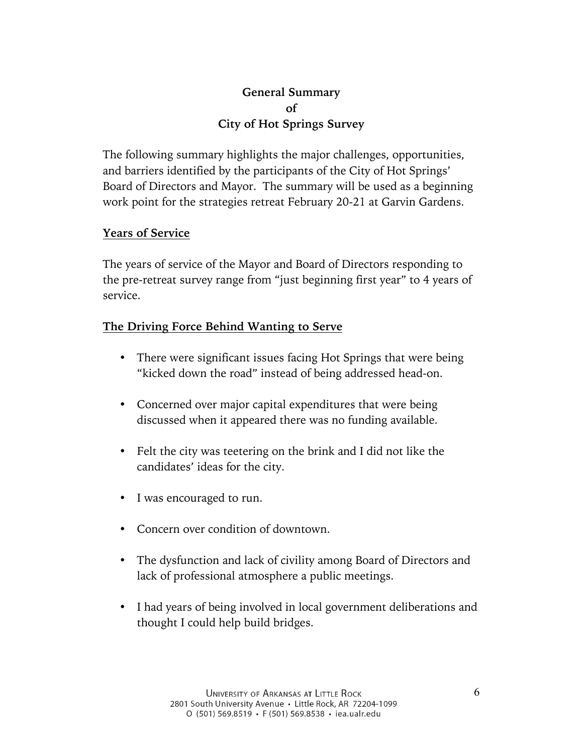# General Summary
# of
# City of Hot Springs Survey

The following summary highlights the major challenges, opportunities, and barriers identified by the participants of the City of Hot Springs' Board of Directors and Mayor. The summary will be used as a beginning work point for the strategies retreat February 20-21 at Garvin Gardens.

## Years of Service

The years of service of the Mayor and Board of Directors responding to the pre-retreat survey range from "just beginning first year" to 4 years of service.

## The Driving Force Behind Wanting to Serve

- There were significant issues facing Hot Springs that were being "kicked down the road" instead of being addressed head-on.
- Concerned over major capital expenditures that were being discussed when it appeared there was no funding available.
- Felt the city was teetering on the brink and I did not like the candidates' ideas for the city.
- I was encouraged to run.
- Concern over condition of downtown.
- The dysfunction and lack of civility among Board of Directors and lack of professional atmosphere a public meetings.
- I had years of being involved in local government deliberations and thought I could help build bridges.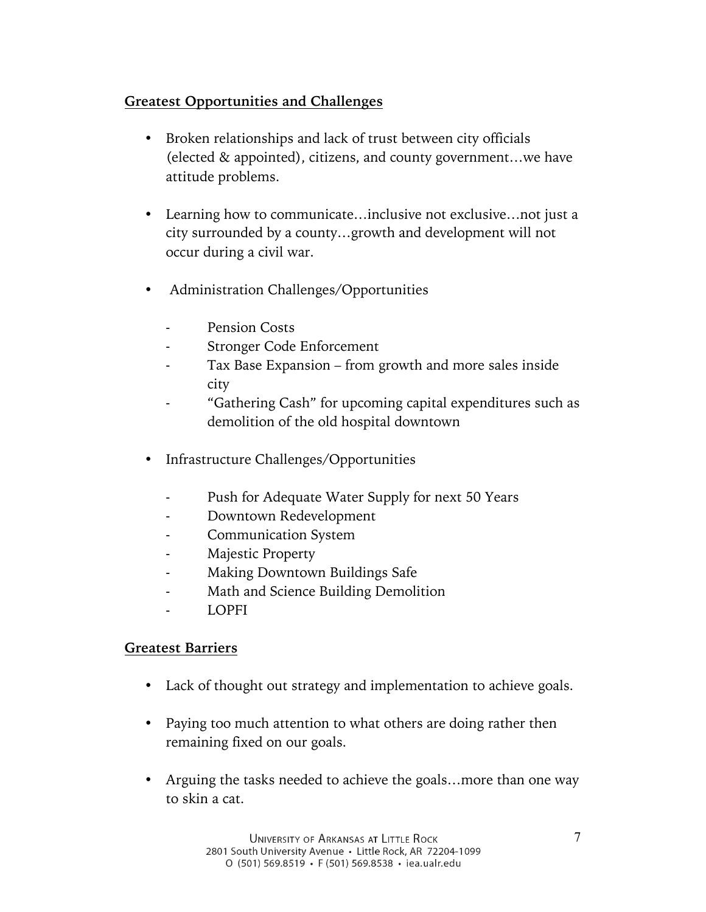**Greatest Opportunities and Challenges**

- Broken relationships and lack of trust between city officials (elected & appointed), citizens, and county government…we have attitude problems.

- Learning how to communicate…inclusive not exclusive…not just a city surrounded by a county…growth and development will not occur during a civil war.

- Administration Challenges/Opportunities

  - Pension Costs
  - Stronger Code Enforcement
  - Tax Base Expansion – from growth and more sales inside city
  - "Gathering Cash" for upcoming capital expenditures such as demolition of the old hospital downtown

- Infrastructure Challenges/Opportunities

  - Push for Adequate Water Supply for next 50 Years
  - Downtown Redevelopment
  - Communication System
  - Majestic Property
  - Making Downtown Buildings Safe
  - Math and Science Building Demolition
  - LOPFI

**Greatest Barriers**

- Lack of thought out strategy and implementation to achieve goals.

- Paying too much attention to what others are doing rather then remaining fixed on our goals.

- Arguing the tasks needed to achieve the goals…more than one way to skin a cat.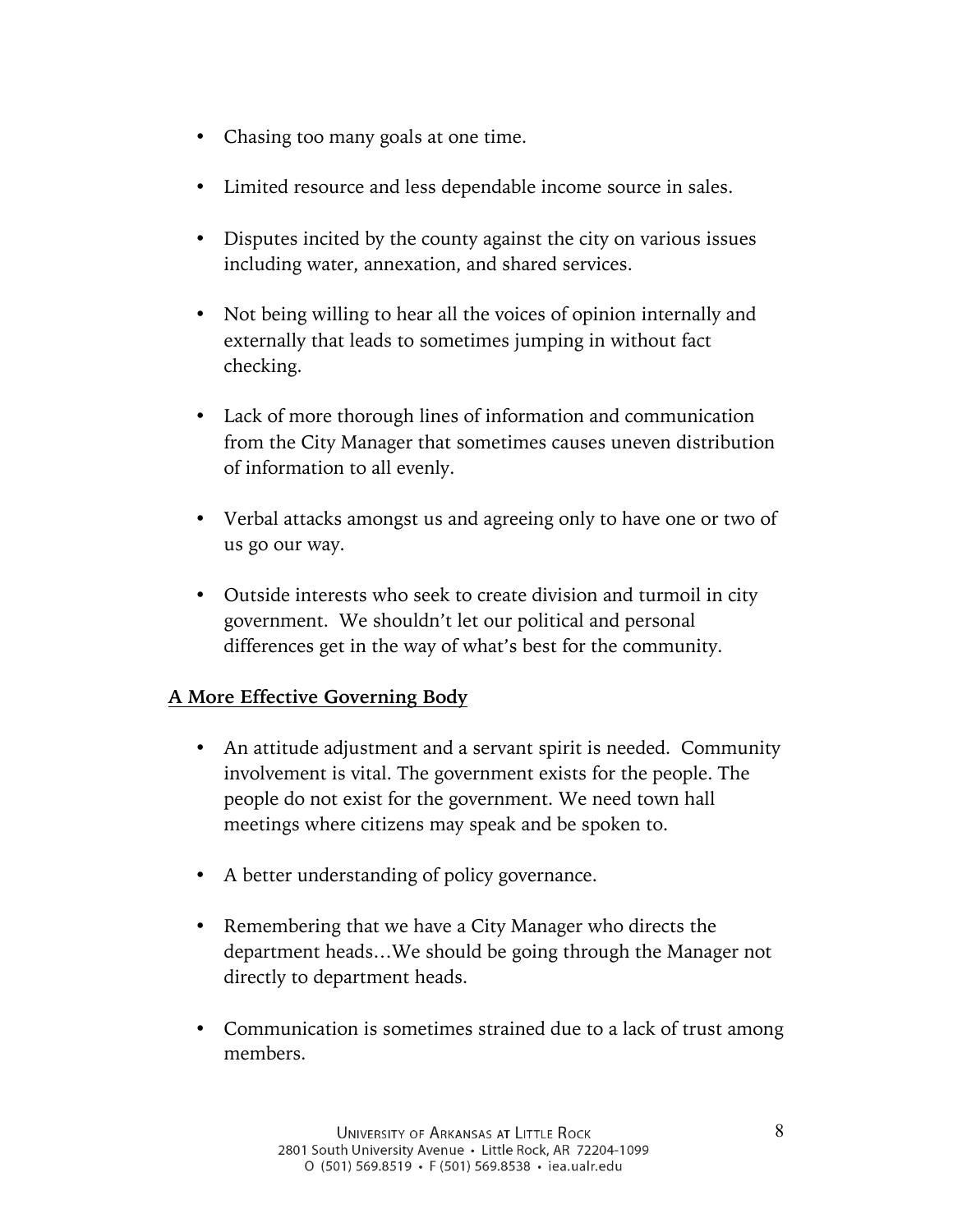- Chasing too many goals at one time.

- Limited resource and less dependable income source in sales.

- Disputes incited by the county against the city on various issues including water, annexation, and shared services.

- Not being willing to hear all the voices of opinion internally and externally that leads to sometimes jumping in without fact checking.

- Lack of more thorough lines of information and communication from the City Manager that sometimes causes uneven distribution of information to all evenly.

- Verbal attacks amongst us and agreeing only to have one or two of us go our way.

- Outside interests who seek to create division and turmoil in city government. We shouldn't let our political and personal differences get in the way of what's best for the community.

**A More Effective Governing Body**

- An attitude adjustment and a servant spirit is needed. Community involvement is vital. The government exists for the people. The people do not exist for the government. We need town hall meetings where citizens may speak and be spoken to.

- A better understanding of policy governance.

- Remembering that we have a City Manager who directs the department heads…We should be going through the Manager not directly to department heads.

- Communication is sometimes strained due to a lack of trust among members.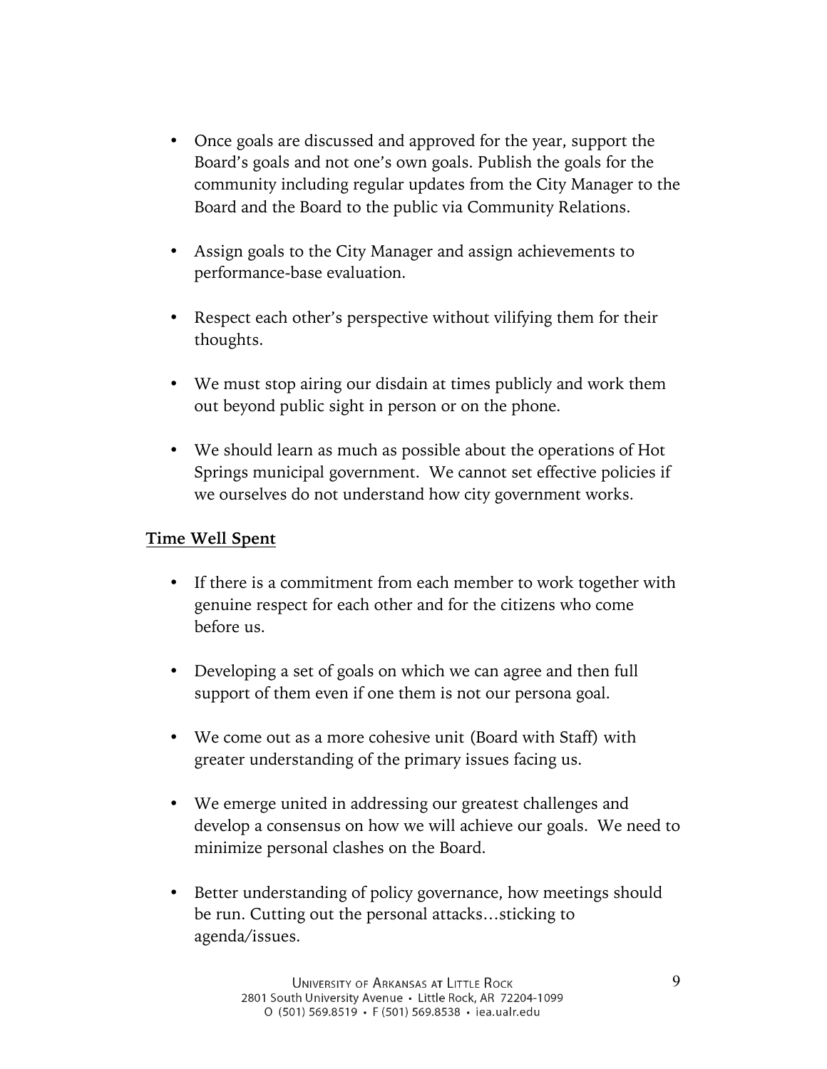- Once goals are discussed and approved for the year, support the Board's goals and not one's own goals. Publish the goals for the community including regular updates from the City Manager to the Board and the Board to the public via Community Relations.

- Assign goals to the City Manager and assign achievements to performance-base evaluation.

- Respect each other's perspective without vilifying them for their thoughts.

- We must stop airing our disdain at times publicly and work them out beyond public sight in person or on the phone.

- We should learn as much as possible about the operations of Hot Springs municipal government. We cannot set effective policies if we ourselves do not understand how city government works.

**Time Well Spent**

- If there is a commitment from each member to work together with genuine respect for each other and for the citizens who come before us.

- Developing a set of goals on which we can agree and then full support of them even if one them is not our persona goal.

- We come out as a more cohesive unit (Board with Staff) with greater understanding of the primary issues facing us.

- We emerge united in addressing our greatest challenges and develop a consensus on how we will achieve our goals. We need to minimize personal clashes on the Board.

- Better understanding of policy governance, how meetings should be run. Cutting out the personal attacks…sticking to agenda/issues.